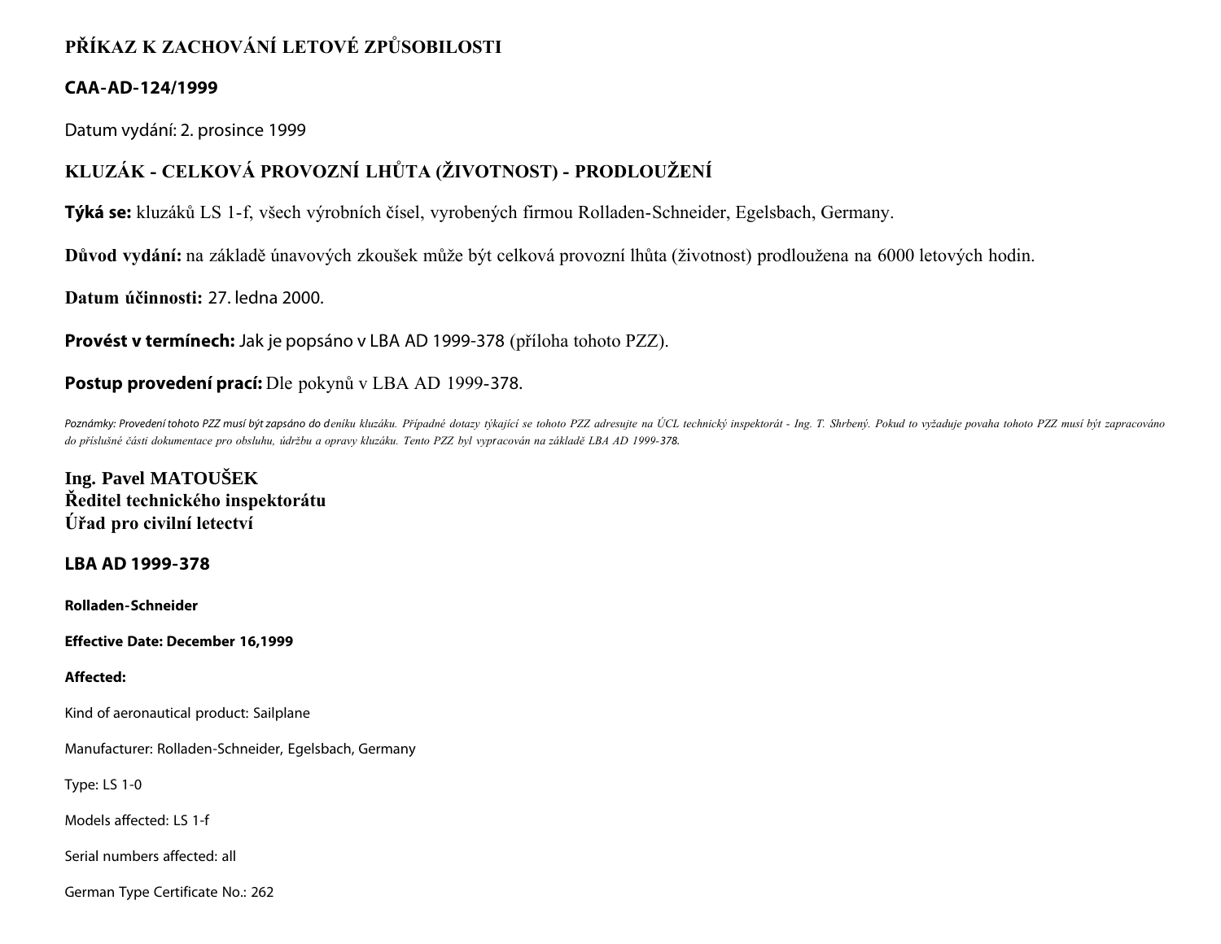# PŘÍKAZ K ZACHOVÁNÍ LETOVÉ ZPŮSOBILOSTI

## CAA-AD-124/1999

Datum vydání: 2. prosince 1999

## KLUZÁK - CELKOVÁ PROVOZNÍ LHŮTA (ŽIVOTNOST) - PRODLOUŽENÍ

**Týká se:** kluzáků LS 1-f, všech výrobních čísel, vyrobených firmou Rolladen-Schneider, Egelsbach, Germany.

**Důvod vydání:** na základě únavových zkoušek může být celková provozní lhůta (životnost) prodloužena na 6000 letových hodin.

**Datum účinnosti:** 27. ledna 2000.

**Provést v termínech:** Jak je popsáno v LBA AD 1999-378 (příloha tohoto PZZ).

**Postup provedení prací:** Dle pokynů v LBA AD 1999-378.

*Poznámky: Provedení tohoto PZZ musí být zapsáno do deníku kluzáku. Případné dotazy týkající se tohoto PZZ adresujte na ÚCL technický inspektorát - Ing. T. Shrbený. Pokud to vyžaduje povaha tohoto PZZ musí být zapracováno do příslušné části dokumentace pro obsluhu, údržbu a opravy kluzáku. Tento PZZ byl vypracován na základě LBA AD 1999-378.*

**Ing. Pavel MATOUŠEK**
**Ředitel technického inspektorátu**
**Úřad pro civilní letectví**

## LBA AD 1999-378

**Rolladen-Schneider**

**Effective Date: December 16,1999**

**Affected:**

Kind of aeronautical product: Sailplane

Manufacturer: Rolladen-Schneider, Egelsbach, Germany

Type: LS 1-0

Models affected: LS 1-f

Serial numbers affected: all

German Type Certificate No.: 262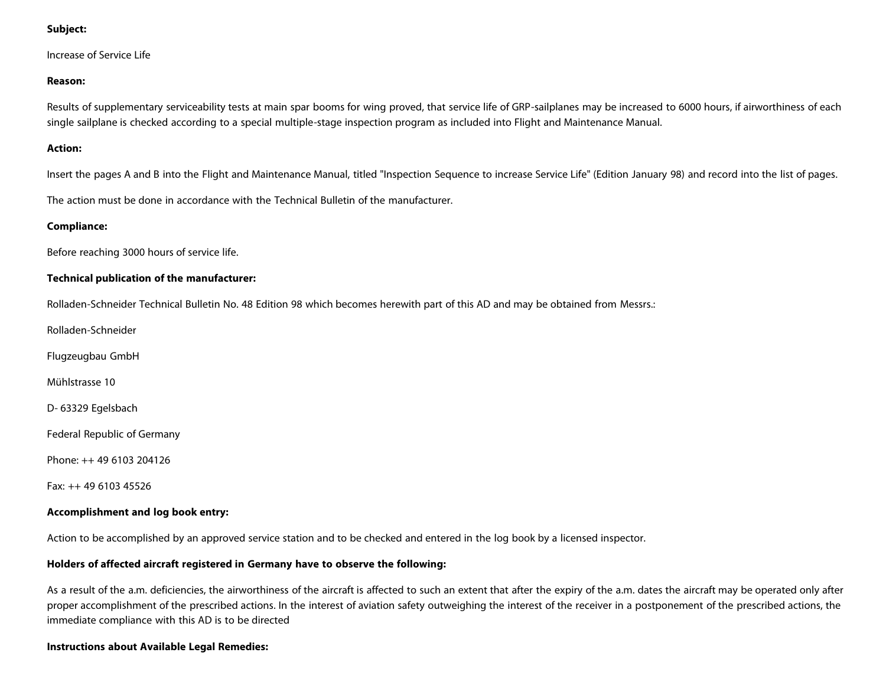**Subject:**

Increase of Service Life

**Reason:**

Results of supplementary serviceability tests at main spar booms for wing proved, that service life of GRP-sailplanes may be increased to 6000 hours, if airworthiness of each single sailplane is checked according to a special multiple-stage inspection program as included into Flight and Maintenance Manual.

**Action:**

Insert the pages A and B into the Flight and Maintenance Manual, titled "Inspection Sequence to increase Service Life" (Edition January 98) and record into the list of pages.

The action must be done in accordance with the Technical Bulletin of the manufacturer.

**Compliance:**

Before reaching 3000 hours of service life.

**Technical publication of the manufacturer:**

Rolladen-Schneider Technical Bulletin No. 48 Edition 98 which becomes herewith part of this AD and may be obtained from Messrs.:

Rolladen-Schneider

Flugzeugbau GmbH

Mühlstrasse 10

D- 63329 Egelsbach

Federal Republic of Germany

Phone: ++ 49 6103 204126

Fax: ++ 49 6103 45526

**Accomplishment and log book entry:**

Action to be accomplished by an approved service station and to be checked and entered in the log book by a licensed inspector.

**Holders of affected aircraft registered in Germany have to observe the following:**

As a result of the a.m. deficiencies, the airworthiness of the aircraft is affected to such an extent that after the expiry of the a.m. dates the aircraft may be operated only after proper accomplishment of the prescribed actions. In the interest of aviation safety outweighing the interest of the receiver in a postponement of the prescribed actions, the immediate compliance with this AD is to be directed

**Instructions about Available Legal Remedies:**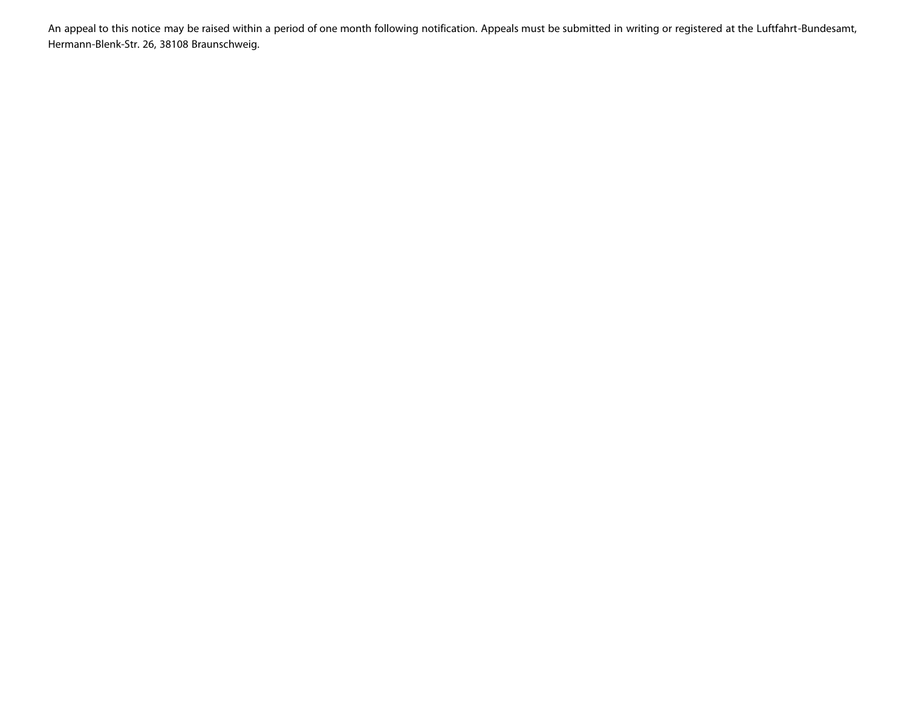An appeal to this notice may be raised within a period of one month following notification. Appeals must be submitted in writing or registered at the Luftfahrt-Bundesamt, Hermann-Blenk-Str. 26, 38108 Braunschweig.